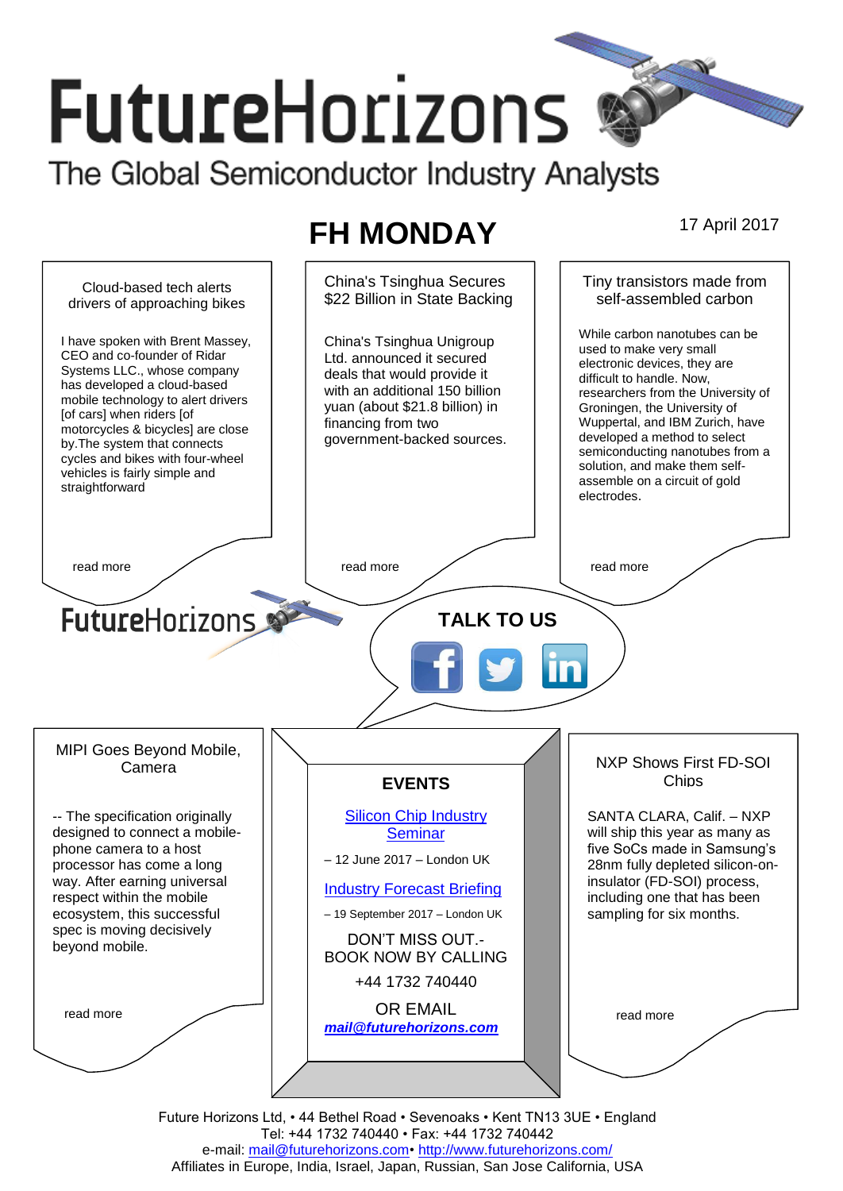# FutureHorizons

The Global Semiconductor Industry Analysts

## FH MONDAY

17 April 2017

### Cloud-based tech alerts drivers of approaching bikes

I have spoken with Brent Massey, CEO and co-founder of Ridar Systems LLC., whose company has developed a cloud-based mobile technology to alert drivers [of cars] when riders [of motorcycles & bicycles] are close by.The system that connects cycles and bikes with four-wheel vehicles is fairly simple and straightforward

read more

### China's Tsinghua Secures $22 Billion in State Backing

China's Tsinghua Unigroup Ltd. announced it secured deals that would provide it with an additional 150 billion yuan (about $21.8 billion) in financing from two government-backed sources.

read more

### Tiny transistors made from self-assembled carbon

While carbon nanotubes can be used to make very small electronic devices, they are difficult to handle. Now, researchers from the University of Groningen, the University of Wuppertal, and IBM Zurich, have developed a method to select semiconducting nanotubes from a solution, and make them self-assemble on a circuit of gold electrodes.

read more

FutureHorizons

**TALK TO US**

### MIPI Goes Beyond Mobile, Camera

-- The specification originally designed to connect a mobile-phone camera to a host processor has come a long way. After earning universal respect within the mobile ecosystem, this successful spec is moving decisively beyond mobile.

read more

### EVENTS

[Silicon Chip Industry Seminar](#)

– 12 June 2017 – London UK

[Industry Forecast Briefing](#)

– 19 September 2017 – London UK

DON'T MISS OUT.- BOOK NOW BY CALLING

+44 1732 740440

OR EMAIL

***mail@futurehorizons.com***

### NXP Shows First FD-SOI Chips

SANTA CLARA, Calif. – NXP will ship this year as many as five SoCs made in Samsung's 28nm fully depleted silicon-on-insulator (FD-SOI) process, including one that has been sampling for six months.

read more

Future Horizons Ltd, • 44 Bethel Road • Sevenoaks • Kent TN13 3UE • England
Tel: +44 1732 740440 • Fax: +44 1732 740442
e-mail: mail@futurehorizons.com• http://www.futurehorizons.com/
Affiliates in Europe, India, Israel, Japan, Russian, San Jose California, USA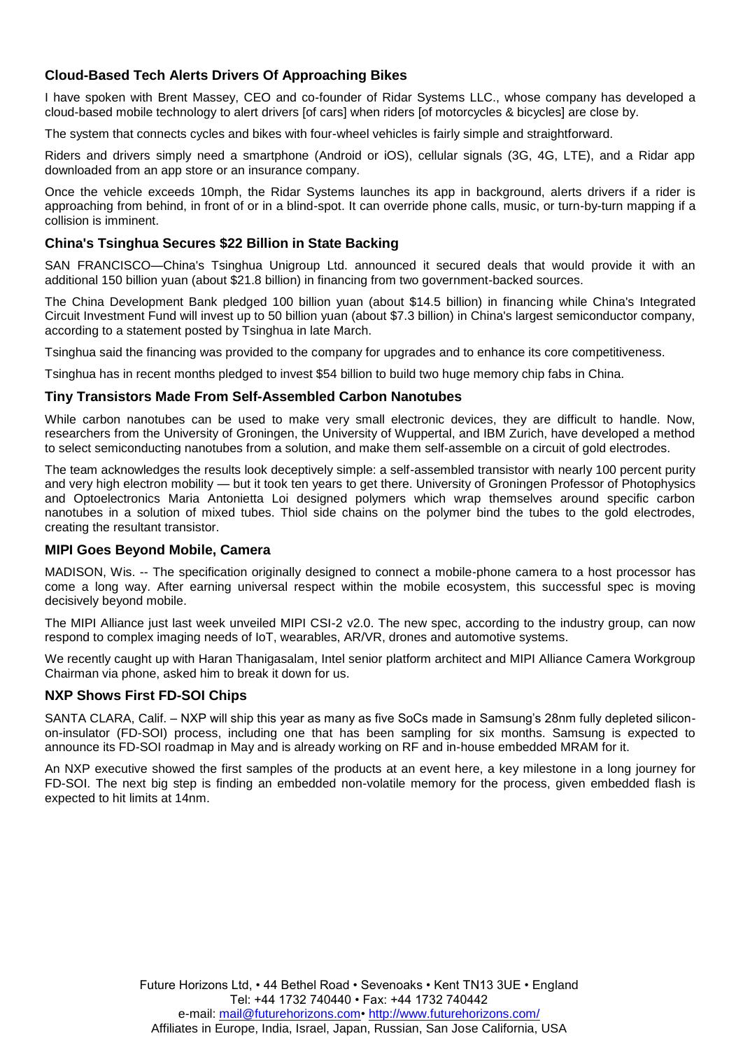### Cloud-Based Tech Alerts Drivers Of Approaching Bikes

I have spoken with Brent Massey, CEO and co-founder of Ridar Systems LLC., whose company has developed a cloud-based mobile technology to alert drivers [of cars] when riders [of motorcycles & bicycles] are close by.

The system that connects cycles and bikes with four-wheel vehicles is fairly simple and straightforward.

Riders and drivers simply need a smartphone (Android or iOS), cellular signals (3G, 4G, LTE), and a Ridar app downloaded from an app store or an insurance company.

Once the vehicle exceeds 10mph, the Ridar Systems launches its app in background, alerts drivers if a rider is approaching from behind, in front of or in a blind-spot. It can override phone calls, music, or turn-by-turn mapping if a collision is imminent.

### China's Tsinghua Secures $22 Billion in State Backing

SAN FRANCISCO—China's Tsinghua Unigroup Ltd. announced it secured deals that would provide it with an additional 150 billion yuan (about $21.8 billion) in financing from two government-backed sources.

The China Development Bank pledged 100 billion yuan (about $14.5 billion) in financing while China's Integrated Circuit Investment Fund will invest up to 50 billion yuan (about $7.3 billion) in China's largest semiconductor company, according to a statement posted by Tsinghua in late March.

Tsinghua said the financing was provided to the company for upgrades and to enhance its core competitiveness.

Tsinghua has in recent months pledged to invest $54 billion to build two huge memory chip fabs in China.

### Tiny Transistors Made From Self-Assembled Carbon Nanotubes

While carbon nanotubes can be used to make very small electronic devices, they are difficult to handle. Now, researchers from the University of Groningen, the University of Wuppertal, and IBM Zurich, have developed a method to select semiconducting nanotubes from a solution, and make them self-assemble on a circuit of gold electrodes.

The team acknowledges the results look deceptively simple: a self-assembled transistor with nearly 100 percent purity and very high electron mobility — but it took ten years to get there. University of Groningen Professor of Photophysics and Optoelectronics Maria Antonietta Loi designed polymers which wrap themselves around specific carbon nanotubes in a solution of mixed tubes. Thiol side chains on the polymer bind the tubes to the gold electrodes, creating the resultant transistor.

### MIPI Goes Beyond Mobile, Camera

MADISON, Wis. -- The specification originally designed to connect a mobile-phone camera to a host processor has come a long way. After earning universal respect within the mobile ecosystem, this successful spec is moving decisively beyond mobile.

The MIPI Alliance just last week unveiled MIPI CSI-2 v2.0. The new spec, according to the industry group, can now respond to complex imaging needs of IoT, wearables, AR/VR, drones and automotive systems.

We recently caught up with Haran Thanigasalam, Intel senior platform architect and MIPI Alliance Camera Workgroup Chairman via phone, asked him to break it down for us.

### NXP Shows First FD-SOI Chips

SANTA CLARA, Calif. – NXP will ship this year as many as five SoCs made in Samsung's 28nm fully depleted silicon-on-insulator (FD-SOI) process, including one that has been sampling for six months. Samsung is expected to announce its FD-SOI roadmap in May and is already working on RF and in-house embedded MRAM for it.

An NXP executive showed the first samples of the products at an event here, a key milestone in a long journey for FD-SOI. The next big step is finding an embedded non-volatile memory for the process, given embedded flash is expected to hit limits at 14nm.